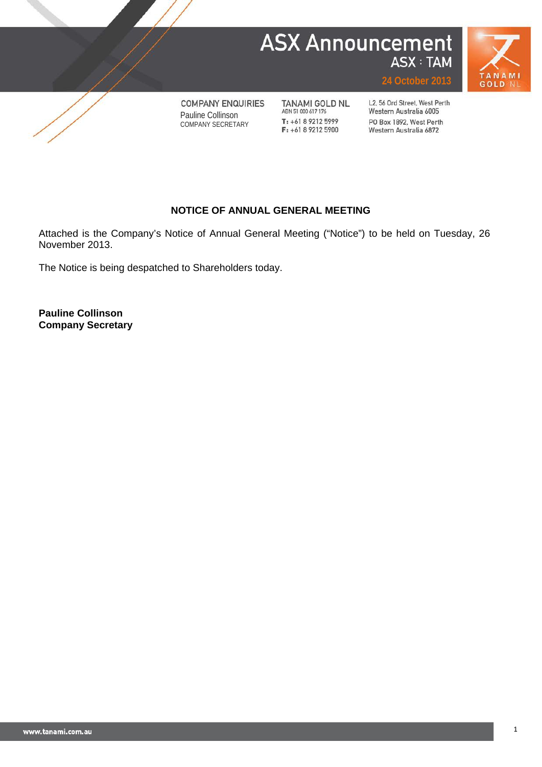# ASX Announcement

ASX : TAM

24 October 2013

TANAMI GOLD NL

| COMPANY ENQUIRIES | TANAMI GOLD NL | |
|---|---|---|
| Pauline Collinson | ABN 51 000 617 176 | L2, 56 Ord Street, West Perth Western Australia 6005 |
| COMPANY SECRETARY | T: +61 8 9212 5999<br>F: +61 8 9212 5900 | PO Box 1892, West Perth Western Australia 6872 |

## NOTICE OF ANNUAL GENERAL MEETING

Attached is the Company's Notice of Annual General Meeting ("Notice") to be held on Tuesday, 26 November 2013.

The Notice is being despatched to Shareholders today.

**Pauline Collinson**
**Company Secretary**

www.tanami.com.au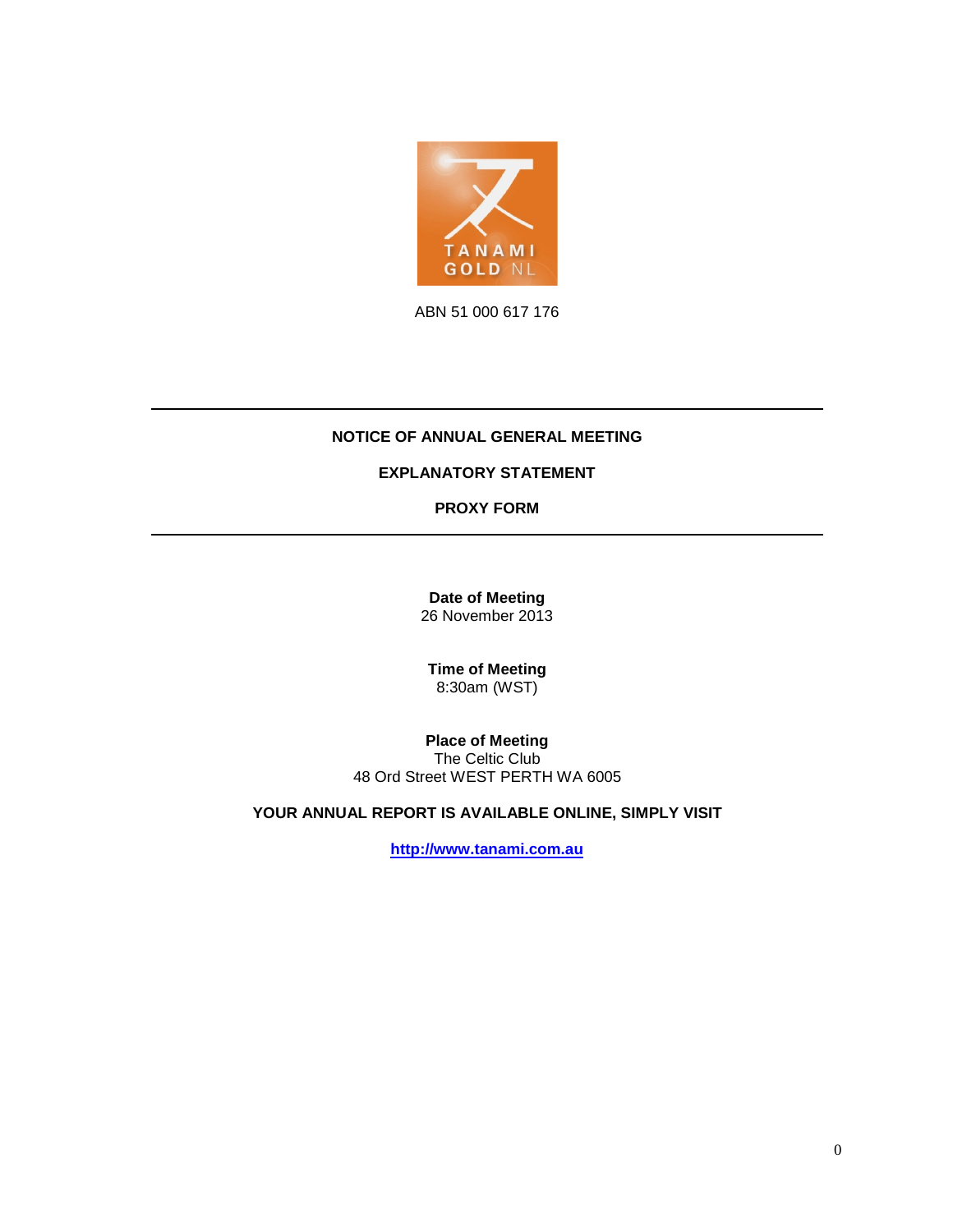TANAMI GOLD NL

ABN 51 000 617 176

---

**NOTICE OF ANNUAL GENERAL MEETING**

**EXPLANATORY STATEMENT**

**PROXY FORM**

---

**Date of Meeting**
26 November 2013

**Time of Meeting**
8:30am (WST)

**Place of Meeting**
The Celtic Club
48 Ord Street WEST PERTH WA 6005

**YOUR ANNUAL REPORT IS AVAILABLE ONLINE, SIMPLY VISIT**

**http://www.tanami.com.au**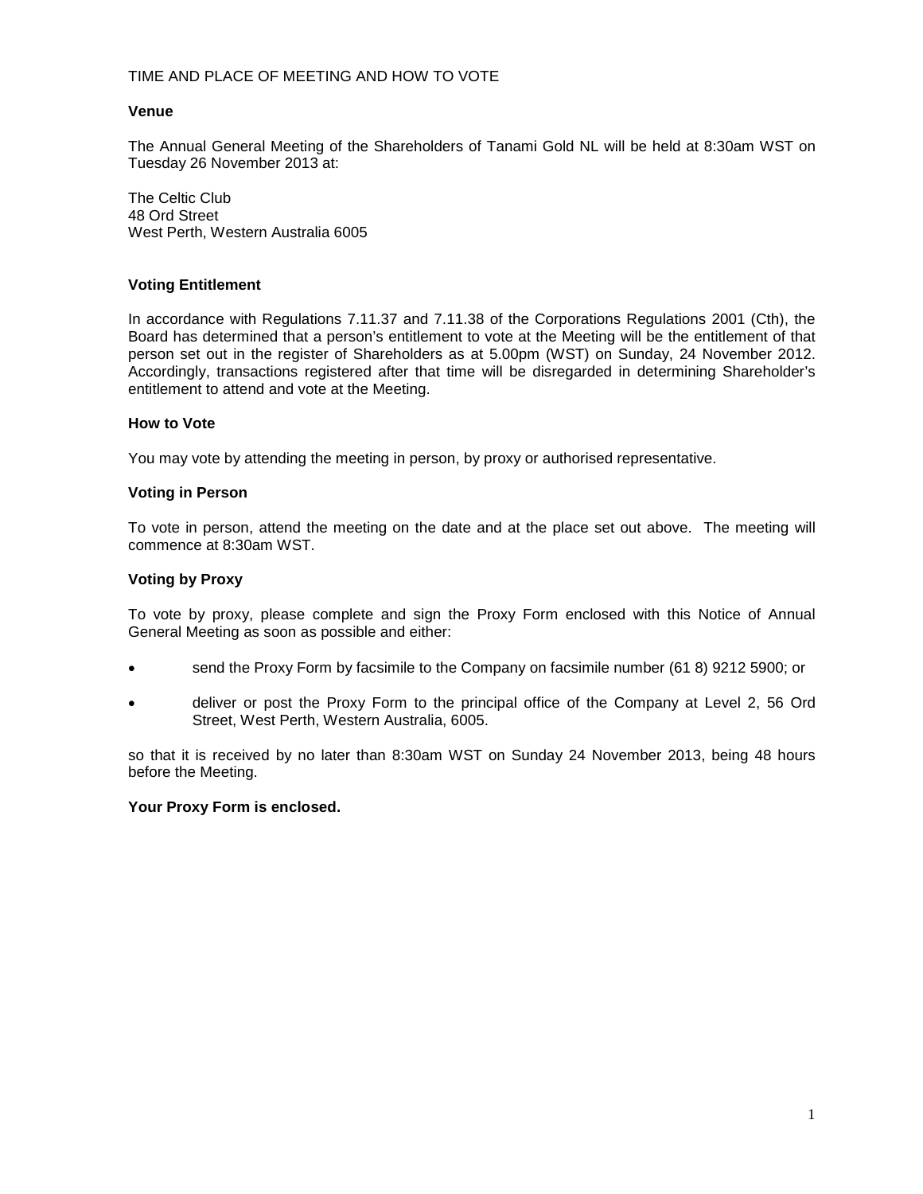TIME AND PLACE OF MEETING AND HOW TO VOTE

**Venue**

The Annual General Meeting of the Shareholders of Tanami Gold NL will be held at 8:30am WST on Tuesday 26 November 2013 at:

The Celtic Club
48 Ord Street
West Perth, Western Australia 6005

**Voting Entitlement**

In accordance with Regulations 7.11.37 and 7.11.38 of the Corporations Regulations 2001 (Cth), the Board has determined that a person's entitlement to vote at the Meeting will be the entitlement of that person set out in the register of Shareholders as at 5.00pm (WST) on Sunday, 24 November 2012. Accordingly, transactions registered after that time will be disregarded in determining Shareholder's entitlement to attend and vote at the Meeting.

**How to Vote**

You may vote by attending the meeting in person, by proxy or authorised representative.

**Voting in Person**

To vote in person, attend the meeting on the date and at the place set out above. The meeting will commence at 8:30am WST.

**Voting by Proxy**

To vote by proxy, please complete and sign the Proxy Form enclosed with this Notice of Annual General Meeting as soon as possible and either:

- send the Proxy Form by facsimile to the Company on facsimile number (61 8) 9212 5900; or
- deliver or post the Proxy Form to the principal office of the Company at Level 2, 56 Ord Street, West Perth, Western Australia, 6005.

so that it is received by no later than 8:30am WST on Sunday 24 November 2013, being 48 hours before the Meeting.

**Your Proxy Form is enclosed.**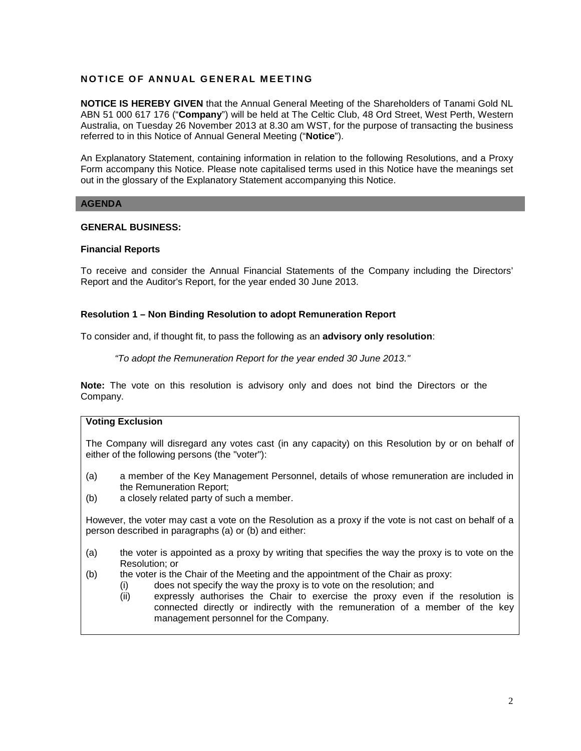## NOTICE OF ANNUAL GENERAL MEETING

**NOTICE IS HEREBY GIVEN** that the Annual General Meeting of the Shareholders of Tanami Gold NL ABN 51 000 617 176 ("**Company**") will be held at The Celtic Club, 48 Ord Street, West Perth, Western Australia, on Tuesday 26 November 2013 at 8.30 am WST, for the purpose of transacting the business referred to in this Notice of Annual General Meeting ("**Notice**").

An Explanatory Statement, containing information in relation to the following Resolutions, and a Proxy Form accompany this Notice. Please note capitalised terms used in this Notice have the meanings set out in the glossary of the Explanatory Statement accompanying this Notice.

### AGENDA

**GENERAL BUSINESS:**

**Financial Reports**

To receive and consider the Annual Financial Statements of the Company including the Directors' Report and the Auditor's Report, for the year ended 30 June 2013.

**Resolution 1 – Non Binding Resolution to adopt Remuneration Report**

To consider and, if thought fit, to pass the following as an **advisory only resolution**:

*"To adopt the Remuneration Report for the year ended 30 June 2013."*

**Note:** The vote on this resolution is advisory only and does not bind the Directors or the Company.

**Voting Exclusion**

The Company will disregard any votes cast (in any capacity) on this Resolution by or on behalf of either of the following persons (the "voter"):

(a) a member of the Key Management Personnel, details of whose remuneration are included in the Remuneration Report;
(b) a closely related party of such a member.

However, the voter may cast a vote on the Resolution as a proxy if the vote is not cast on behalf of a person described in paragraphs (a) or (b) and either:

(a) the voter is appointed as a proxy by writing that specifies the way the proxy is to vote on the Resolution; or
(b) the voter is the Chair of the Meeting and the appointment of the Chair as proxy:
    (i) does not specify the way the proxy is to vote on the resolution; and
    (ii) expressly authorises the Chair to exercise the proxy even if the resolution is connected directly or indirectly with the remuneration of a member of the key management personnel for the Company.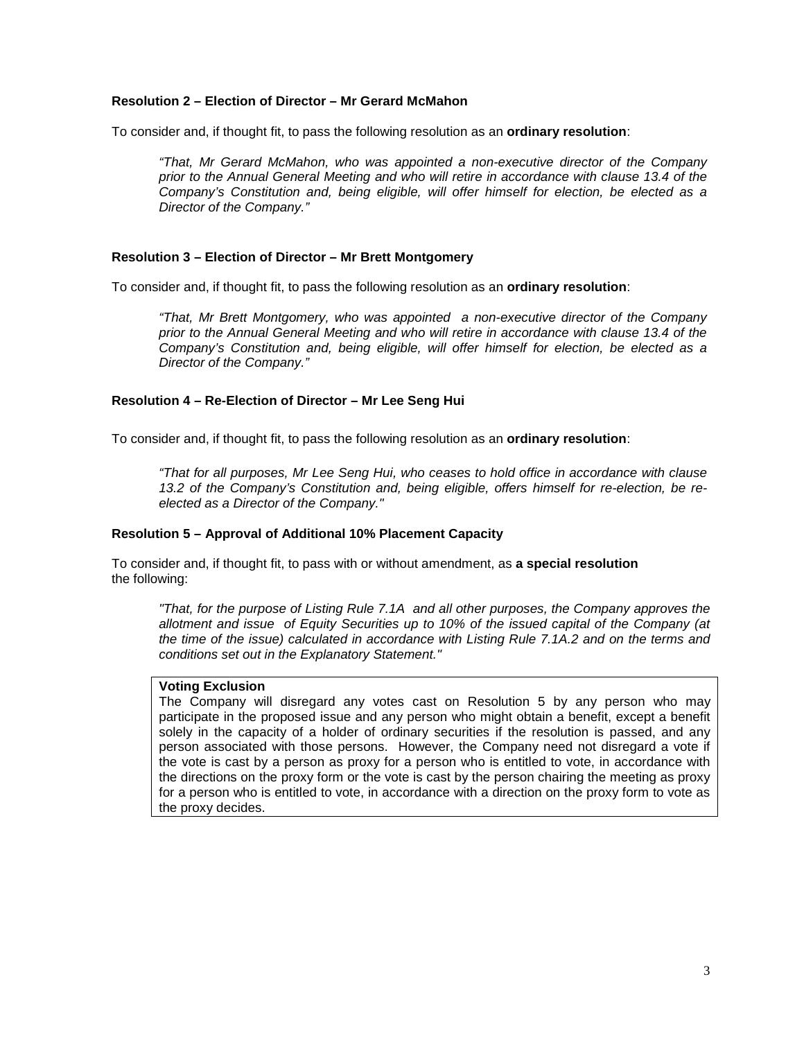**Resolution 2 – Election of Director – Mr Gerard McMahon**

To consider and, if thought fit, to pass the following resolution as an **ordinary resolution**:

> *"That, Mr Gerard McMahon, who was appointed a non-executive director of the Company prior to the Annual General Meeting and who will retire in accordance with clause 13.4 of the Company's Constitution and, being eligible, will offer himself for election, be elected as a Director of the Company."*

**Resolution 3 – Election of Director – Mr Brett Montgomery**

To consider and, if thought fit, to pass the following resolution as an **ordinary resolution**:

> *"That, Mr Brett Montgomery, who was appointed a non-executive director of the Company prior to the Annual General Meeting and who will retire in accordance with clause 13.4 of the Company's Constitution and, being eligible, will offer himself for election, be elected as a Director of the Company."*

**Resolution 4 – Re-Election of Director – Mr Lee Seng Hui**

To consider and, if thought fit, to pass the following resolution as an **ordinary resolution**:

> *"That for all purposes, Mr Lee Seng Hui, who ceases to hold office in accordance with clause 13.2 of the Company's Constitution and, being eligible, offers himself for re-elected as a Director of the Company."*

**Resolution 5 – Approval of Additional 10% Placement Capacity**

To consider and, if thought fit, to pass with or without amendment, as **a special resolution** the following:

> *"That, for the purpose of Listing Rule 7.1A and all other purposes, the Company approves the allotment and issue of Equity Securities up to 10% of the issued capital of the Company (at the time of the issue) calculated in accordance with Listing Rule 7.1A.2 and on the terms and conditions set out in the Explanatory Statement."*

**Voting Exclusion**

The Company will disregard any votes cast on Resolution 5 by any person who may participate in the proposed issue and any person who might obtain a benefit, except a benefit solely in the capacity of a holder of ordinary securities if the resolution is passed, and any person associated with those persons. However, the Company need not disregard a vote if the vote is cast by a person as proxy for a person who is entitled to vote, in accordance with the directions on the proxy form or the vote is cast by the person chairing the meeting as proxy for a person who is entitled to vote, in accordance with a direction on the proxy form to vote as the proxy decides.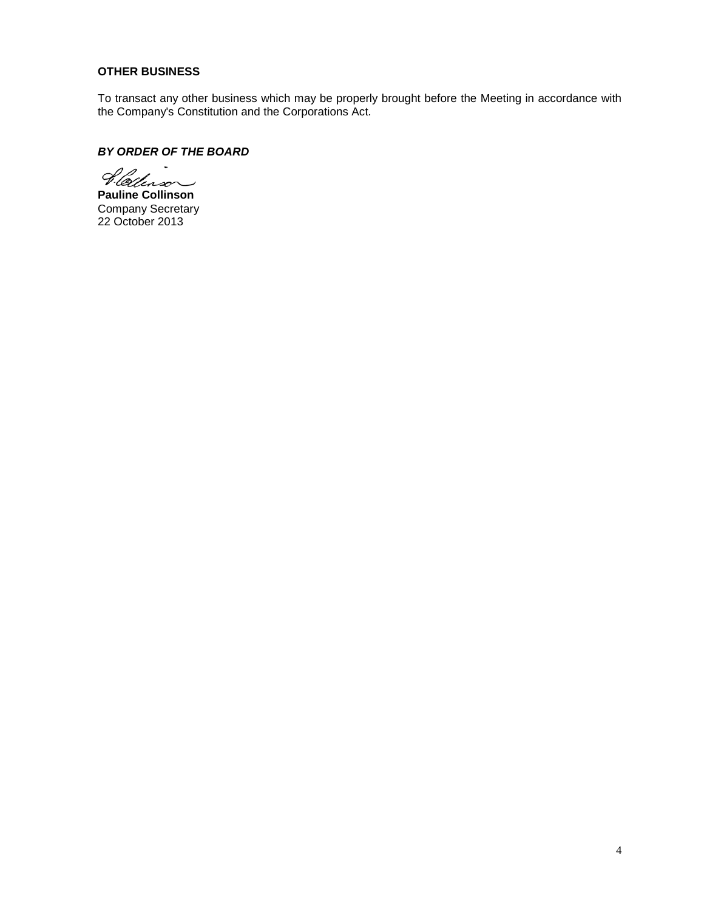## OTHER BUSINESS

To transact any other business which may be properly brought before the Meeting in accordance with the Company's Constitution and the Corporations Act.

***BY ORDER OF THE BOARD***

**Pauline Collinson**
Company Secretary
22 October 2013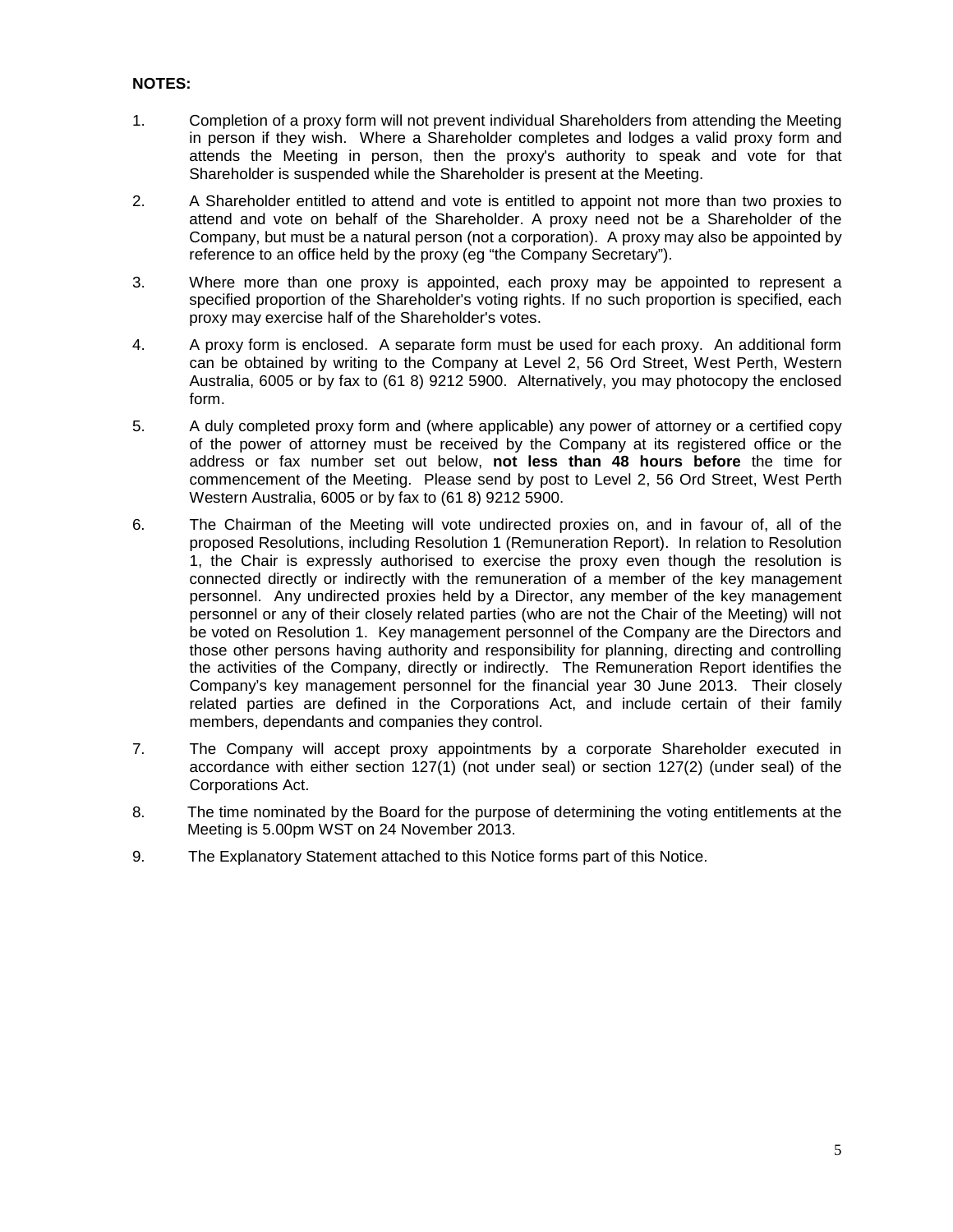**NOTES:**

1. Completion of a proxy form will not prevent individual Shareholders from attending the Meeting in person if they wish. Where a Shareholder completes and lodges a valid proxy form and attends the Meeting in person, then the proxy's authority to speak and vote for that Shareholder is suspended while the Shareholder is present at the Meeting.

2. A Shareholder entitled to attend and vote is entitled to appoint not more than two proxies to attend and vote on behalf of the Shareholder. A proxy need not be a Shareholder of the Company, but must be a natural person (not a corporation). A proxy may also be appointed by reference to an office held by the proxy (eg "the Company Secretary").

3. Where more than one proxy is appointed, each proxy may be appointed to represent a specified proportion of the Shareholder's voting rights. If no such proportion is specified, each proxy may exercise half of the Shareholder's votes.

4. A proxy form is enclosed. A separate form must be used for each proxy. An additional form can be obtained by writing to the Company at Level 2, 56 Ord Street, West Perth, Western Australia, 6005 or by fax to (61 8) 9212 5900. Alternatively, you may photocopy the enclosed form.

5. A duly completed proxy form and (where applicable) any power of attorney or a certified copy of the power of attorney must be received by the Company at its registered office or the address or fax number set out below, **not less than 48 hours before** the time for commencement of the Meeting. Please send by post to Level 2, 56 Ord Street, West Perth Western Australia, 6005 or by fax to (61 8) 9212 5900.

6. The Chairman of the Meeting will vote undirected proxies on, and in favour of, all of the proposed Resolutions, including Resolution 1 (Remuneration Report). In relation to Resolution 1, the Chair is expressly authorised to exercise the proxy even though the resolution is connected directly or indirectly with the remuneration of a member of the key management personnel. Any undirected proxies held by a Director, any member of the key management personnel or any of their closely related parties (who are not the Chair of the Meeting) will not be voted on Resolution 1. Key management personnel of the Company are the Directors and those other persons having authority and responsibility for planning, directing and controlling the activities of the Company, directly or indirectly. The Remuneration Report identifies the Company's key management personnel for the financial year 30 June 2013. Their closely related parties are defined in the Corporations Act, and include certain of their family members, dependants and companies they control.

7. The Company will accept proxy appointments by a corporate Shareholder executed in accordance with either section 127(1) (not under seal) or section 127(2) (under seal) of the Corporations Act.

8. The time nominated by the Board for the purpose of determining the voting entitlements at the Meeting is 5.00pm WST on 24 November 2013.

9. The Explanatory Statement attached to this Notice forms part of this Notice.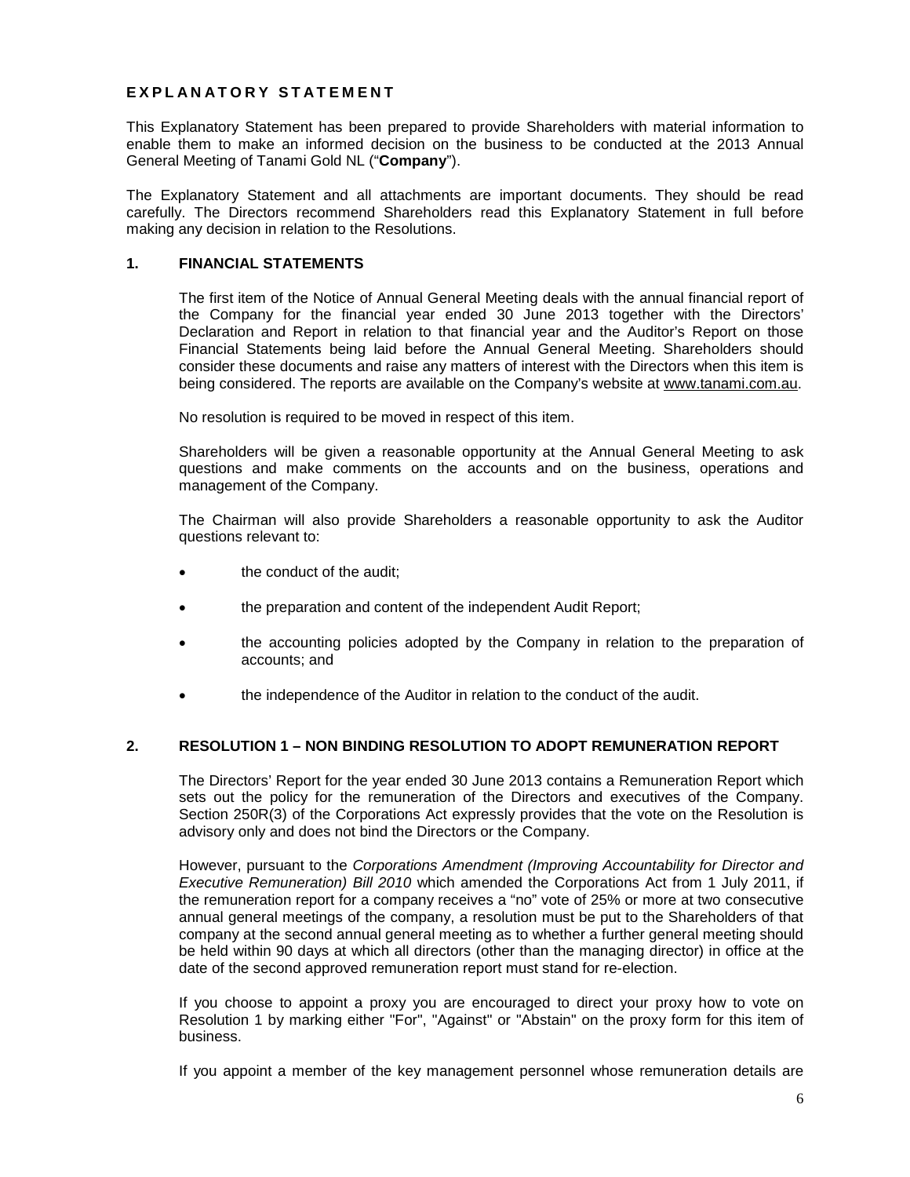## EXPLANATORY STATEMENT

This Explanatory Statement has been prepared to provide Shareholders with material information to enable them to make an informed decision on the business to be conducted at the 2013 Annual General Meeting of Tanami Gold NL ("**Company**").

The Explanatory Statement and all attachments are important documents. They should be read carefully. The Directors recommend Shareholders read this Explanatory Statement in full before making any decision in relation to the Resolutions.

### 1. FINANCIAL STATEMENTS

The first item of the Notice of Annual General Meeting deals with the annual financial report of the Company for the financial year ended 30 June 2013 together with the Directors' Declaration and Report in relation to that financial year and the Auditor's Report on those Financial Statements being laid before the Annual General Meeting. Shareholders should consider these documents and raise any matters of interest with the Directors when this item is being considered. The reports are available on the Company's website at www.tanami.com.au.

No resolution is required to be moved in respect of this item.

Shareholders will be given a reasonable opportunity at the Annual General Meeting to ask questions and make comments on the accounts and on the business, operations and management of the Company.

The Chairman will also provide Shareholders a reasonable opportunity to ask the Auditor questions relevant to:

- the conduct of the audit;
- the preparation and content of the independent Audit Report;
- the accounting policies adopted by the Company in relation to the preparation of accounts; and
- the independence of the Auditor in relation to the conduct of the audit.

### 2. RESOLUTION 1 – NON BINDING RESOLUTION TO ADOPT REMUNERATION REPORT

The Directors' Report for the year ended 30 June 2013 contains a Remuneration Report which sets out the policy for the remuneration of the Directors and executives of the Company. Section 250R(3) of the Corporations Act expressly provides that the vote on the Resolution is advisory only and does not bind the Directors or the Company.

However, pursuant to the *Corporations Amendment (Improving Accountability for Director and Executive Remuneration) Bill 2010* which amended the Corporations Act from 1 July 2011, if the remuneration report for a company receives a "no" vote of 25% or more at two consecutive annual general meetings of the company, a resolution must be put to the Shareholders of that company at the second annual general meeting as to whether a further general meeting should be held within 90 days at which all directors (other than the managing director) in office at the date of the second approved remuneration report must stand for re-election.

If you choose to appoint a proxy you are encouraged to direct your proxy how to vote on Resolution 1 by marking either "For", "Against" or "Abstain" on the proxy form for this item of business.

If you appoint a member of the key management personnel whose remuneration details are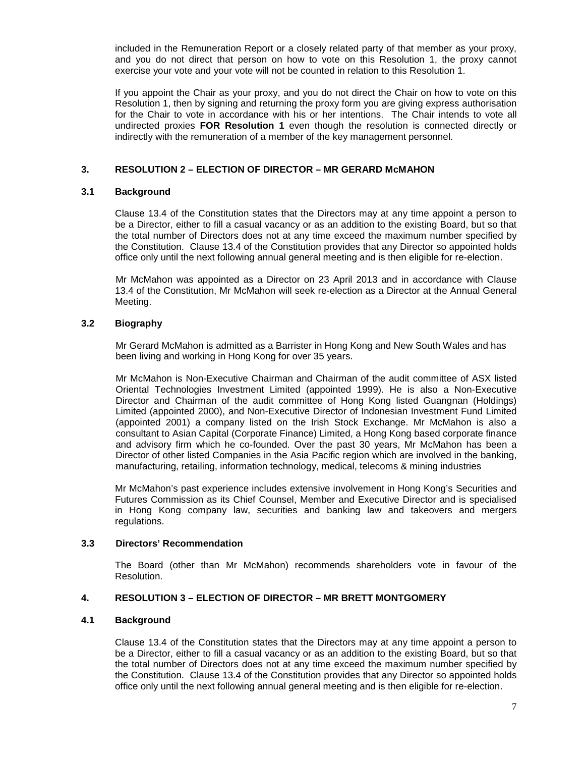included in the Remuneration Report or a closely related party of that member as your proxy, and you do not direct that person on how to vote on this Resolution 1, the proxy cannot exercise your vote and your vote will not be counted in relation to this Resolution 1.

If you appoint the Chair as your proxy, and you do not direct the Chair on how to vote on this Resolution 1, then by signing and returning the proxy form you are giving express authorisation for the Chair to vote in accordance with his or her intentions. The Chair intends to vote all undirected proxies **FOR Resolution 1** even though the resolution is connected directly or indirectly with the remuneration of a member of the key management personnel.

## 3. RESOLUTION 2 – ELECTION OF DIRECTOR – MR GERARD McMAHON

### 3.1 Background

Clause 13.4 of the Constitution states that the Directors may at any time appoint a person to be a Director, either to fill a casual vacancy or as an addition to the existing Board, but so that the total number of Directors does not at any time exceed the maximum number specified by the Constitution. Clause 13.4 of the Constitution provides that any Director so appointed holds office only until the next following annual general meeting and is then eligible for re-election.

Mr McMahon was appointed as a Director on 23 April 2013 and in accordance with Clause 13.4 of the Constitution, Mr McMahon will seek re-election as a Director at the Annual General Meeting.

### 3.2 Biography

Mr Gerard McMahon is admitted as a Barrister in Hong Kong and New South Wales and has been living and working in Hong Kong for over 35 years.

Mr McMahon is Non-Executive Chairman and Chairman of the audit committee of ASX listed Oriental Technologies Investment Limited (appointed 1999). He is also a Non-Executive Director and Chairman of the audit committee of Hong Kong listed Guangnan (Holdings) Limited (appointed 2000), and Non-Executive Director of Indonesian Investment Fund Limited (appointed 2001) a company listed on the Irish Stock Exchange. Mr McMahon is also a consultant to Asian Capital (Corporate Finance) Limited, a Hong Kong based corporate finance and advisory firm which he co-founded. Over the past 30 years, Mr McMahon has been a Director of other listed Companies in the Asia Pacific region which are involved in the banking, manufacturing, retailing, information technology, medical, telecoms & mining industries

Mr McMahon's past experience includes extensive involvement in Hong Kong's Securities and Futures Commission as its Chief Counsel, Member and Executive Director and is specialised in Hong Kong company law, securities and banking law and takeovers and mergers regulations.

### 3.3 Directors' Recommendation

The Board (other than Mr McMahon) recommends shareholders vote in favour of the Resolution.

## 4. RESOLUTION 3 – ELECTION OF DIRECTOR – MR BRETT MONTGOMERY

### 4.1 Background

Clause 13.4 of the Constitution states that the Directors may at any time appoint a person to be a Director, either to fill a casual vacancy or as an addition to the existing Board, but so that the total number of Directors does not at any time exceed the maximum number specified by the Constitution. Clause 13.4 of the Constitution provides that any Director so appointed holds office only until the next following annual general meeting and is then eligible for re-election.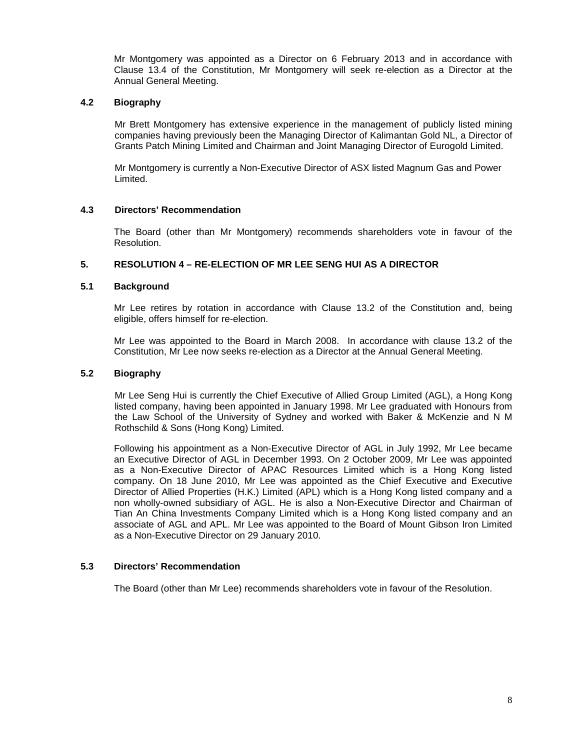Mr Montgomery was appointed as a Director on 6 February 2013 and in accordance with Clause 13.4 of the Constitution, Mr Montgomery will seek re-election as a Director at the Annual General Meeting.

### 4.2 Biography

Mr Brett Montgomery has extensive experience in the management of publicly listed mining companies having previously been the Managing Director of Kalimantan Gold NL, a Director of Grants Patch Mining Limited and Chairman and Joint Managing Director of Eurogold Limited.

Mr Montgomery is currently a Non-Executive Director of ASX listed Magnum Gas and Power Limited.

### 4.3 Directors' Recommendation

The Board (other than Mr Montgomery) recommends shareholders vote in favour of the Resolution.

## 5. RESOLUTION 4 – RE-ELECTION OF MR LEE SENG HUI AS A DIRECTOR

### 5.1 Background

Mr Lee retires by rotation in accordance with Clause 13.2 of the Constitution and, being eligible, offers himself for re-election.

Mr Lee was appointed to the Board in March 2008. In accordance with clause 13.2 of the Constitution, Mr Lee now seeks re-election as a Director at the Annual General Meeting.

### 5.2 Biography

Mr Lee Seng Hui is currently the Chief Executive of Allied Group Limited (AGL), a Hong Kong listed company, having been appointed in January 1998. Mr Lee graduated with Honours from the Law School of the University of Sydney and worked with Baker & McKenzie and N M Rothschild & Sons (Hong Kong) Limited.

Following his appointment as a Non-Executive Director of AGL in July 1992, Mr Lee became an Executive Director of AGL in December 1993. On 2 October 2009, Mr Lee was appointed as a Non-Executive Director of APAC Resources Limited which is a Hong Kong listed company. On 18 June 2010, Mr Lee was appointed as the Chief Executive and Executive Director of Allied Properties (H.K.) Limited (APL) which is a Hong Kong listed company and a non wholly-owned subsidiary of AGL. He is also a Non-Executive Director and Chairman of Tian An China Investments Company Limited which is a Hong Kong listed company and an associate of AGL and APL. Mr Lee was appointed to the Board of Mount Gibson Iron Limited as a Non-Executive Director on 29 January 2010.

### 5.3 Directors' Recommendation

The Board (other than Mr Lee) recommends shareholders vote in favour of the Resolution.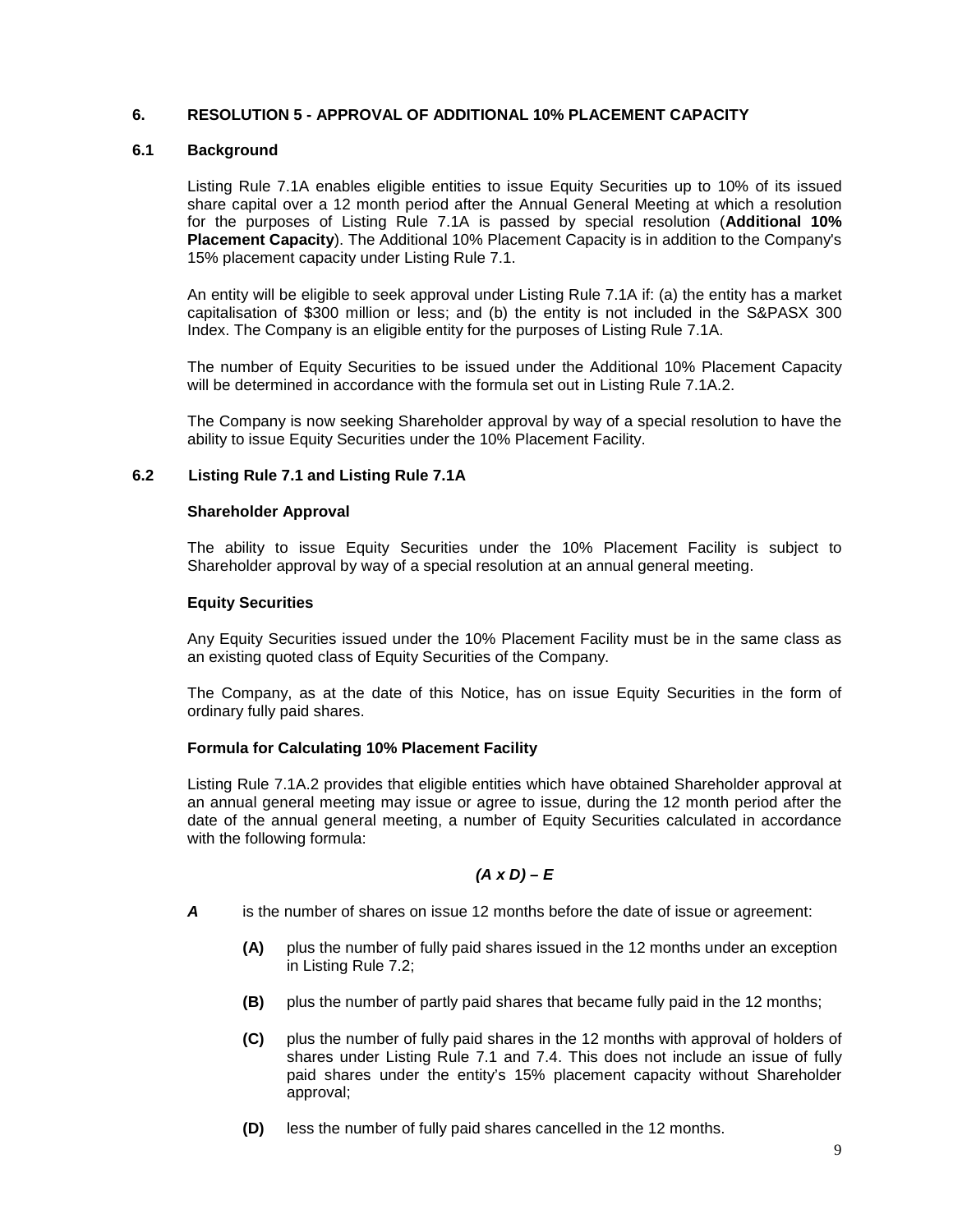## 6. RESOLUTION 5 - APPROVAL OF ADDITIONAL 10% PLACEMENT CAPACITY

### 6.1 Background

Listing Rule 7.1A enables eligible entities to issue Equity Securities up to 10% of its issued share capital over a 12 month period after the Annual General Meeting at which a resolution for the purposes of Listing Rule 7.1A is passed by special resolution (**Additional 10% Placement Capacity**). The Additional 10% Placement Capacity is in addition to the Company's 15% placement capacity under Listing Rule 7.1.

An entity will be eligible to seek approval under Listing Rule 7.1A if: (a) the entity has a market capitalisation of $300 million or less; and (b) the entity is not included in the S&PASX 300 Index. The Company is an eligible entity for the purposes of Listing Rule 7.1A.

The number of Equity Securities to be issued under the Additional 10% Placement Capacity will be determined in accordance with the formula set out in Listing Rule 7.1A.2.

The Company is now seeking Shareholder approval by way of a special resolution to have the ability to issue Equity Securities under the 10% Placement Facility.

### 6.2 Listing Rule 7.1 and Listing Rule 7.1A

**Shareholder Approval**

The ability to issue Equity Securities under the 10% Placement Facility is subject to Shareholder approval by way of a special resolution at an annual general meeting.

**Equity Securities**

Any Equity Securities issued under the 10% Placement Facility must be in the same class as an existing quoted class of Equity Securities of the Company.

The Company, as at the date of this Notice, has on issue Equity Securities in the form of ordinary fully paid shares.

**Formula for Calculating 10% Placement Facility**

Listing Rule 7.1A.2 provides that eligible entities which have obtained Shareholder approval at an annual general meeting may issue or agree to issue, during the 12 month period after the date of the annual general meeting, a number of Equity Securities calculated in accordance with the following formula:

$$(A \times D) - E$$

***A*** is the number of shares on issue 12 months before the date of issue or agreement:

- **(A)** plus the number of fully paid shares issued in the 12 months under an exception in Listing Rule 7.2;
- **(B)** plus the number of partly paid shares that became fully paid in the 12 months;
- **(C)** plus the number of fully paid shares in the 12 months with approval of holders of shares under Listing Rule 7.1 and 7.4. This does not include an issue of fully paid shares under the entity's 15% placement capacity without Shareholder approval;
- **(D)** less the number of fully paid shares cancelled in the 12 months.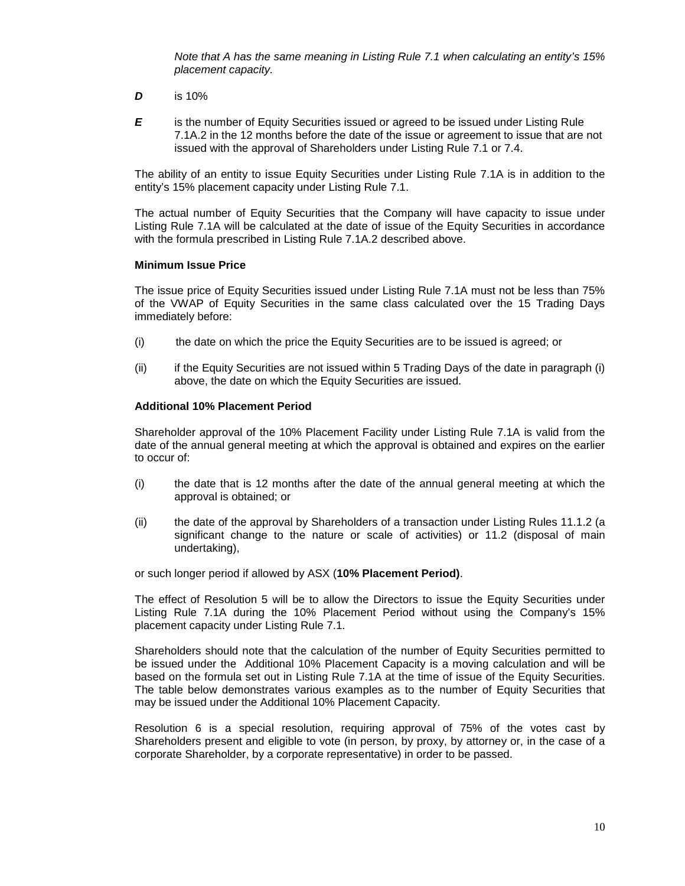*Note that A has the same meaning in Listing Rule 7.1 when calculating an entity's 15% placement capacity.*

***D*** is 10%

***E*** is the number of Equity Securities issued or agreed to be issued under Listing Rule 7.1A.2 in the 12 months before the date of the issue or agreement to issue that are not issued with the approval of Shareholders under Listing Rule 7.1 or 7.4.

The ability of an entity to issue Equity Securities under Listing Rule 7.1A is in addition to the entity's 15% placement capacity under Listing Rule 7.1.

The actual number of Equity Securities that the Company will have capacity to issue under Listing Rule 7.1A will be calculated at the date of issue of the Equity Securities in accordance with the formula prescribed in Listing Rule 7.1A.2 described above.

**Minimum Issue Price**

The issue price of Equity Securities issued under Listing Rule 7.1A must not be less than 75% of the VWAP of Equity Securities in the same class calculated over the 15 Trading Days immediately before:

(i) the date on which the price the Equity Securities are to be issued is agreed; or

(ii) if the Equity Securities are not issued within 5 Trading Days of the date in paragraph (i) above, the date on which the Equity Securities are issued.

**Additional 10% Placement Period**

Shareholder approval of the 10% Placement Facility under Listing Rule 7.1A is valid from the date of the annual general meeting at which the approval is obtained and expires on the earlier to occur of:

(i) the date that is 12 months after the date of the annual general meeting at which the approval is obtained; or

(ii) the date of the approval by Shareholders of a transaction under Listing Rules 11.1.2 (a significant change to the nature or scale of activities) or 11.2 (disposal of main undertaking),

or such longer period if allowed by ASX (**10% Placement Period)**.

The effect of Resolution 5 will be to allow the Directors to issue the Equity Securities under Listing Rule 7.1A during the 10% Placement Period without using the Company's 15% placement capacity under Listing Rule 7.1.

Shareholders should note that the calculation of the number of Equity Securities permitted to be issued under the Additional 10% Placement Capacity is a moving calculation and will be based on the formula set out in Listing Rule 7.1A at the time of issue of the Equity Securities. The table below demonstrates various examples as to the number of Equity Securities that may be issued under the Additional 10% Placement Capacity.

Resolution 6 is a special resolution, requiring approval of 75% of the votes cast by Shareholders present and eligible to vote (in person, by proxy, by attorney or, in the case of a corporate Shareholder, by a corporate representative) in order to be passed.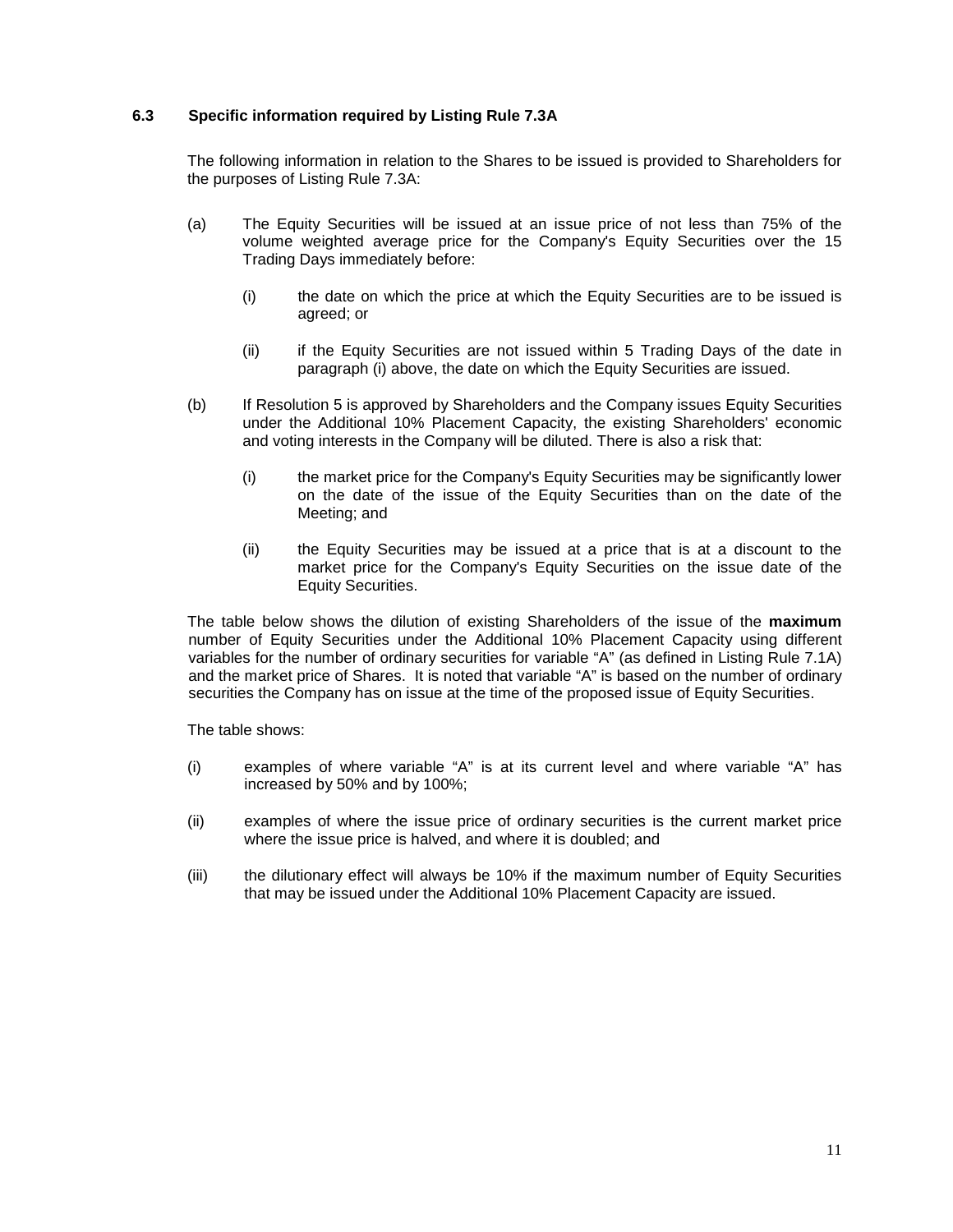### 6.3 Specific information required by Listing Rule 7.3A

The following information in relation to the Shares to be issued is provided to Shareholders for the purposes of Listing Rule 7.3A:

(a) The Equity Securities will be issued at an issue price of not less than 75% of the volume weighted average price for the Company's Equity Securities over the 15 Trading Days immediately before:

   (i) the date on which the price at which the Equity Securities are to be issued is agreed; or

   (ii) if the Equity Securities are not issued within 5 Trading Days of the date in paragraph (i) above, the date on which the Equity Securities are issued.

(b) If Resolution 5 is approved by Shareholders and the Company issues Equity Securities under the Additional 10% Placement Capacity, the existing Shareholders' economic and voting interests in the Company will be diluted. There is also a risk that:

   (i) the market price for the Company's Equity Securities may be significantly lower on the date of the issue of the Equity Securities than on the date of the Meeting; and

   (ii) the Equity Securities may be issued at a price that is at a discount to the market price for the Company's Equity Securities on the issue date of the Equity Securities.

The table below shows the dilution of existing Shareholders of the issue of the **maximum** number of Equity Securities under the Additional 10% Placement Capacity using different variables for the number of ordinary securities for variable "A" (as defined in Listing Rule 7.1A) and the market price of Shares. It is noted that variable "A" is based on the number of ordinary securities the Company has on issue at the time of the proposed issue of Equity Securities.

The table shows:

(i) examples of where variable "A" is at its current level and where variable "A" has increased by 50% and by 100%;

(ii) examples of where the issue price of ordinary securities is the current market price where the issue price is halved, and where it is doubled; and

(iii) the dilutionary effect will always be 10% if the maximum number of Equity Securities that may be issued under the Additional 10% Placement Capacity are issued.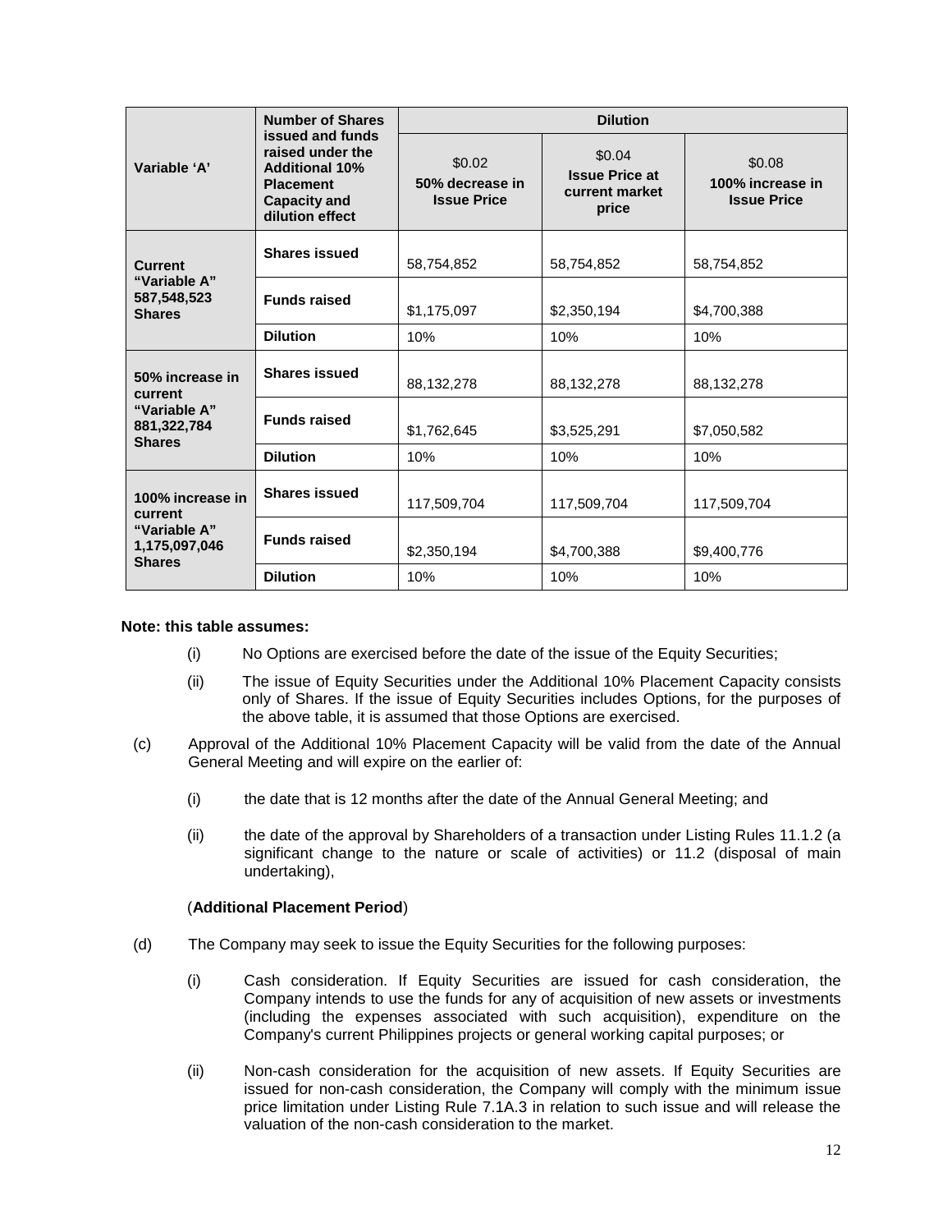| Variable 'A' | Number of Shares issued and funds raised under the Additional 10% Placement Capacity and dilution effect | Dilution | | |
|---|---|---|---|---|
| | | $0.02<br>50% decrease in Issue Price | $0.04<br>Issue Price at current market price | $0.08<br>100% increase in Issue Price |
| Current "Variable A" 587,548,523 Shares | Shares issued | 58,754,852 | 58,754,852 | 58,754,852 |
| | Funds raised | $1,175,097 | $2,350,194 | $4,700,388 |
| | Dilution | 10% | 10% | 10% |
| 50% increase in current "Variable A" 881,322,784 Shares | Shares issued | 88,132,278 | 88,132,278 | 88,132,278 |
| | Funds raised | $1,762,645 | $3,525,291 | $7,050,582 |
| | Dilution | 10% | 10% | 10% |
| 100% increase in current "Variable A" 1,175,097,046 Shares | Shares issued | 117,509,704 | 117,509,704 | 117,509,704 |
| | Funds raised | $2,350,194 | $4,700,388 | $9,400,776 |
| | Dilution | 10% | 10% | 10% |

**Note: this table assumes:**

(i) No Options are exercised before the date of the issue of the Equity Securities;

(ii) The issue of Equity Securities under the Additional 10% Placement Capacity consists only of Shares. If the issue of Equity Securities includes Options, for the purposes of the above table, it is assumed that those Options are exercised.

(c) Approval of the Additional 10% Placement Capacity will be valid from the date of the Annual General Meeting and will expire on the earlier of:

(i) the date that is 12 months after the date of the Annual General Meeting; and

(ii) the date of the approval by Shareholders of a transaction under Listing Rules 11.1.2 (a significant change to the nature or scale of activities) or 11.2 (disposal of main undertaking),

(**Additional Placement Period**)

(d) The Company may seek to issue the Equity Securities for the following purposes:

(i) Cash consideration. If Equity Securities are issued for cash consideration, the Company intends to use the funds for any of acquisition of new assets or investments (including the expenses associated with such acquisition), expenditure on the Company's current Philippines projects or general working capital purposes; or

(ii) Non-cash consideration for the acquisition of new assets. If Equity Securities are issued for non-cash consideration, the Company will comply with the minimum issue price limitation under Listing Rule 7.1A.3 in relation to such issue and will release the valuation of the non-cash consideration to the market.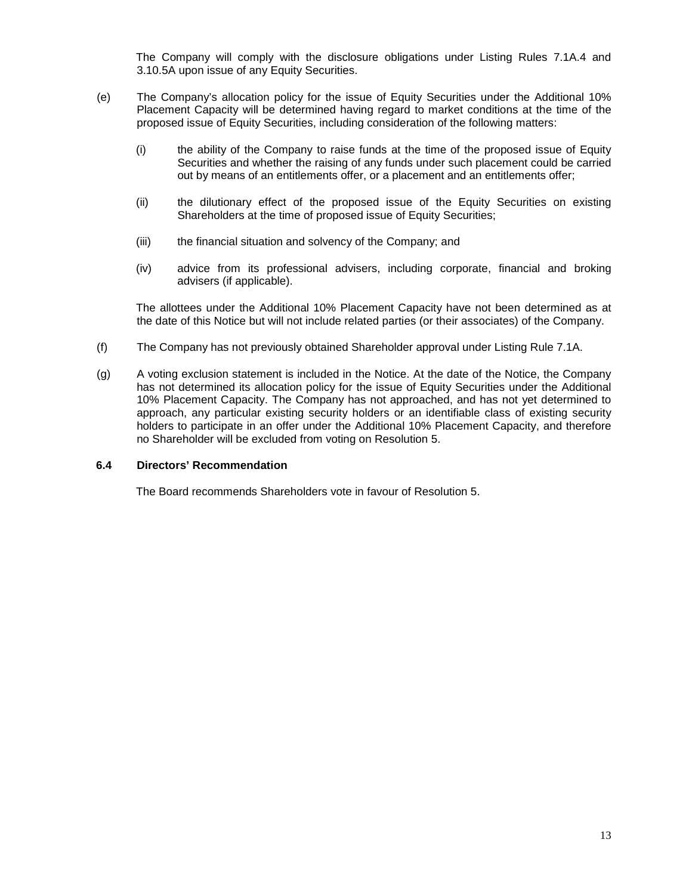The Company will comply with the disclosure obligations under Listing Rules 7.1A.4 and 3.10.5A upon issue of any Equity Securities.

(e) The Company's allocation policy for the issue of Equity Securities under the Additional 10% Placement Capacity will be determined having regard to market conditions at the time of the proposed issue of Equity Securities, including consideration of the following matters:

   (i) the ability of the Company to raise funds at the time of the proposed issue of Equity Securities and whether the raising of any funds under such placement could be carried out by means of an entitlements offer, or a placement and an entitlements offer;

   (ii) the dilutionary effect of the proposed issue of the Equity Securities on existing Shareholders at the time of proposed issue of Equity Securities;

   (iii) the financial situation and solvency of the Company; and

   (iv) advice from its professional advisers, including corporate, financial and broking advisers (if applicable).

   The allottees under the Additional 10% Placement Capacity have not been determined as at the date of this Notice but will not include related parties (or their associates) of the Company.

(f) The Company has not previously obtained Shareholder approval under Listing Rule 7.1A.

(g) A voting exclusion statement is included in the Notice. At the date of the Notice, the Company has not determined its allocation policy for the issue of Equity Securities under the Additional 10% Placement Capacity. The Company has not approached, and has not yet determined to approach, any particular existing security holders or an identifiable class of existing security holders to participate in an offer under the Additional 10% Placement Capacity, and therefore no Shareholder will be excluded from voting on Resolution 5.

### 6.4 Directors' Recommendation

The Board recommends Shareholders vote in favour of Resolution 5.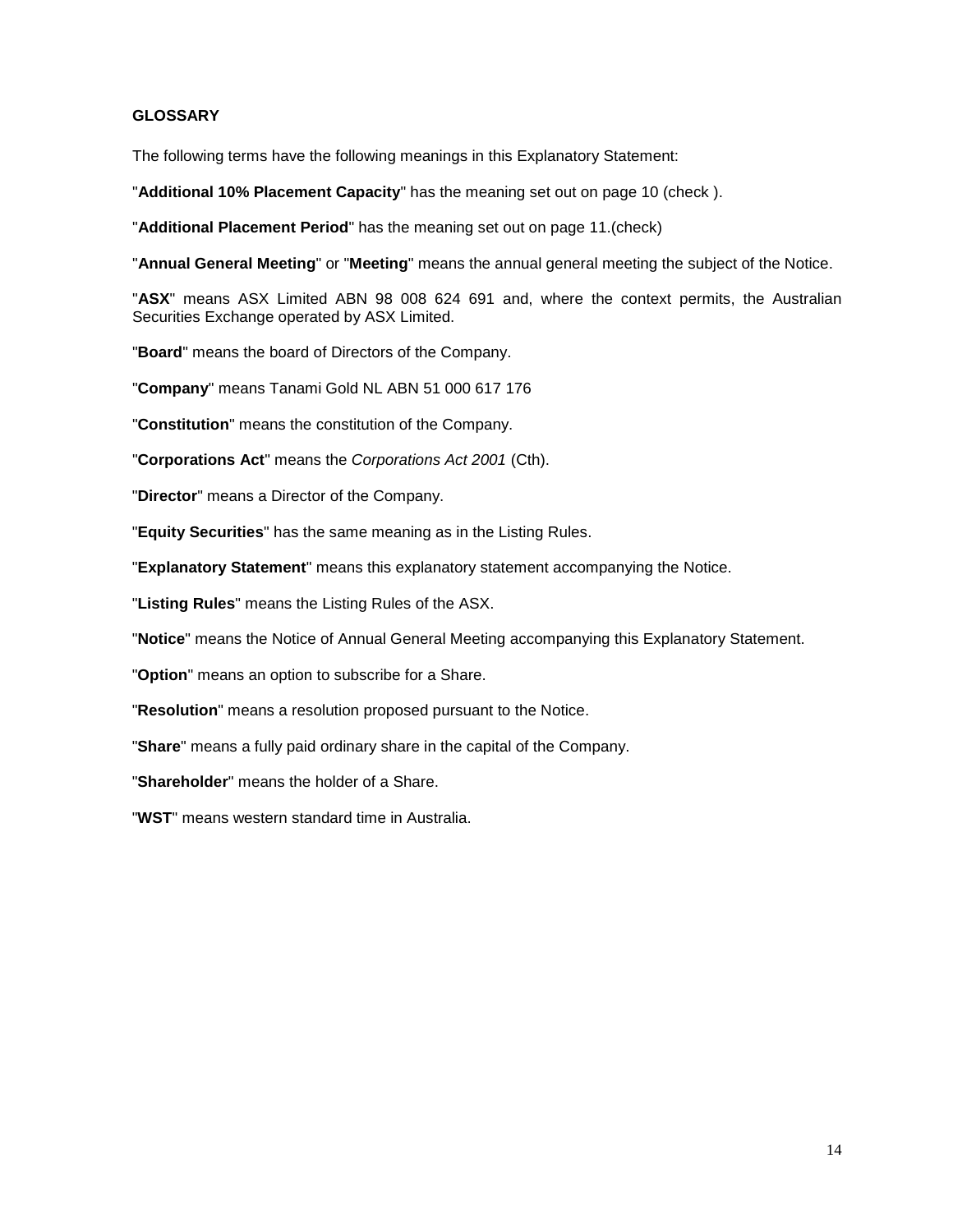**GLOSSARY**

The following terms have the following meanings in this Explanatory Statement:

"**Additional 10% Placement Capacity**" has the meaning set out on page 10 (check ).

"**Additional Placement Period**" has the meaning set out on page 11.(check)

"**Annual General Meeting**" or "**Meeting**" means the annual general meeting the subject of the Notice.

"**ASX**" means ASX Limited ABN 98 008 624 691 and, where the context permits, the Australian Securities Exchange operated by ASX Limited.

"**Board**" means the board of Directors of the Company.

"**Company**" means Tanami Gold NL ABN 51 000 617 176

"**Constitution**" means the constitution of the Company.

"**Corporations Act**" means the *Corporations Act 2001* (Cth).

"**Director**" means a Director of the Company.

"**Equity Securities**" has the same meaning as in the Listing Rules.

"**Explanatory Statement**" means this explanatory statement accompanying the Notice.

"**Listing Rules**" means the Listing Rules of the ASX.

"**Notice**" means the Notice of Annual General Meeting accompanying this Explanatory Statement.

"**Option**" means an option to subscribe for a Share.

"**Resolution**" means a resolution proposed pursuant to the Notice.

"**Share**" means a fully paid ordinary share in the capital of the Company.

"**Shareholder**" means the holder of a Share.

"**WST**" means western standard time in Australia.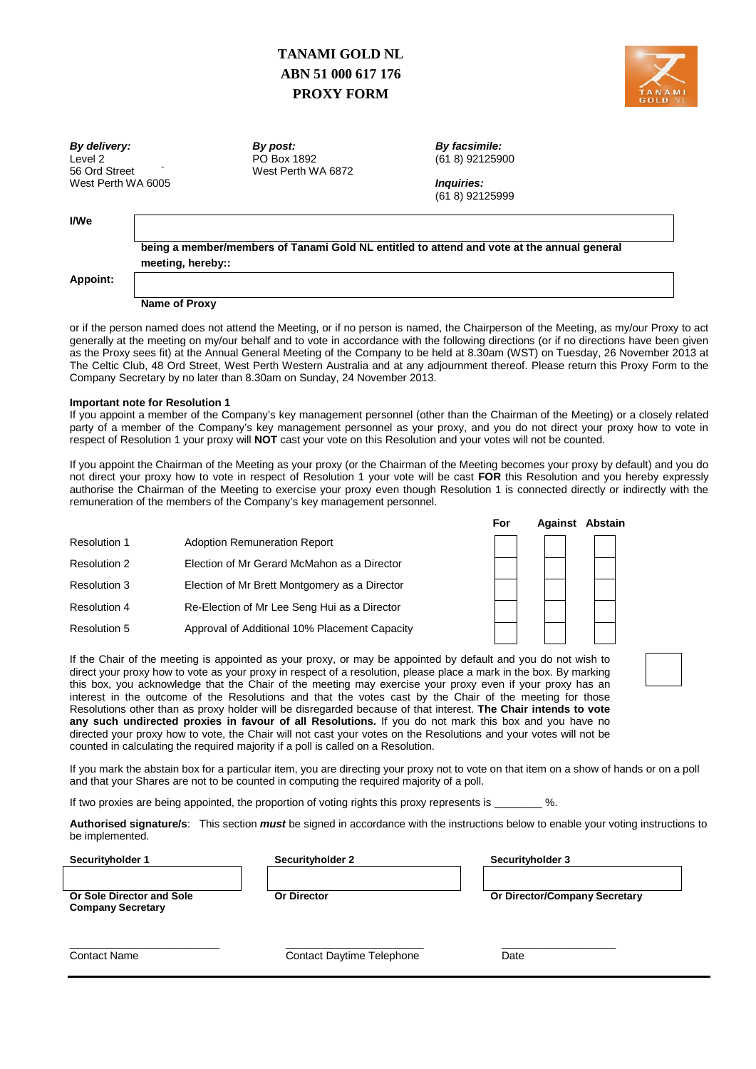# TANAMI GOLD NL
# ABN 51 000 617 176
# PROXY FORM

***By delivery:***
Level 2
56 Ord Street
West Perth WA 6005

***By post:***
PO Box 1892
West Perth WA 6872

***By facsimile:***
(61 8) 92125900

***Inquiries:***
(61 8) 92125999

**I/We** ______________________________________________

**being a member/members of Tanami Gold NL entitled to attend and vote at the annual general meeting, hereby::**

**Appoint:** ______________________________________________

**Name of Proxy**

or if the person named does not attend the Meeting, or if no person is named, the Chairperson of the Meeting, as my/our Proxy to act generally at the meeting on my/our behalf and to vote in accordance with the following directions (or if no directions have been given as the Proxy sees fit) at the Annual General Meeting of the Company to be held at 8.30am (WST) on Tuesday, 26 November 2013 at The Celtic Club, 48 Ord Street, West Perth Western Australia and at any adjournment thereof. Please return this Proxy Form to the Company Secretary by no later than 8.30am on Sunday, 24 November 2013.

**Important note for Resolution 1**
If you appoint a member of the Company's key management personnel (other than the Chairman of the Meeting) or a closely related party of a member of the Company's key management personnel as your proxy, and you do not direct your proxy how to vote in respect of Resolution 1 your proxy will **NOT** cast your vote on this Resolution and your votes will not be counted.

If you appoint the Chairman of the Meeting as your proxy (or the Chairman of the Meeting becomes your proxy by default) and you do not direct your proxy how to vote in respect of Resolution 1 your vote will be cast **FOR** this Resolution and you hereby expressly authorise the Chairman of the Meeting to exercise your proxy even though Resolution 1 is connected directly or indirectly with the remuneration of the members of the Company's key management personnel.

| | | For | Against | Abstain |
|---|---|---|---|---|
| Resolution 1 | Adoption Remuneration Report | | | |
| Resolution 2 | Election of Mr Gerard McMahon as a Director | | | |
| Resolution 3 | Election of Mr Brett Montgomery as a Director | | | |
| Resolution 4 | Re-Election of Mr Lee Seng Hui as a Director | | | |
| Resolution 5 | Approval of Additional 10% Placement Capacity | | | |

If the Chair of the meeting is appointed as your proxy, or may be appointed by default and you do not wish to direct your proxy how to vote as your proxy in respect of a resolution, please place a mark in the box. By marking this box, you acknowledge that the Chair of the meeting may exercise your proxy even if your proxy has an interest in the outcome of the Resolutions and that the votes cast by the Chair of the meeting for those Resolutions other than as proxy holder will be disregarded because of that interest. **The Chair intends to vote any such undirected proxies in favour of all Resolutions.** If you do not mark this box and you have no directed your proxy how to vote, the Chair will not cast your votes on the Resolutions and your votes will not be counted in calculating the required majority if a poll is called on a Resolution. ☐

If you mark the abstain box for a particular item, you are directing your proxy not to vote on that item on a show of hands or on a poll and that your Shares are not to be counted in computing the required majority of a poll.

If two proxies are being appointed, the proportion of voting rights this proxy represents is ________ %.

**Authorised signature/s**: This section ***must*** be signed in accordance with the instructions below to enable your voting instructions to be implemented.

| **Securityholder 1** | **Securityholder 2** | **Securityholder 3** |
|---|---|---|
| | | |
| **Or Sole Director and Sole Company Secretary** | **Or Director** | **Or Director/Company Secretary** |

| ______________________ | ______________________ | ______________________ |
|---|---|---|
| Contact Name | Contact Daytime Telephone | Date |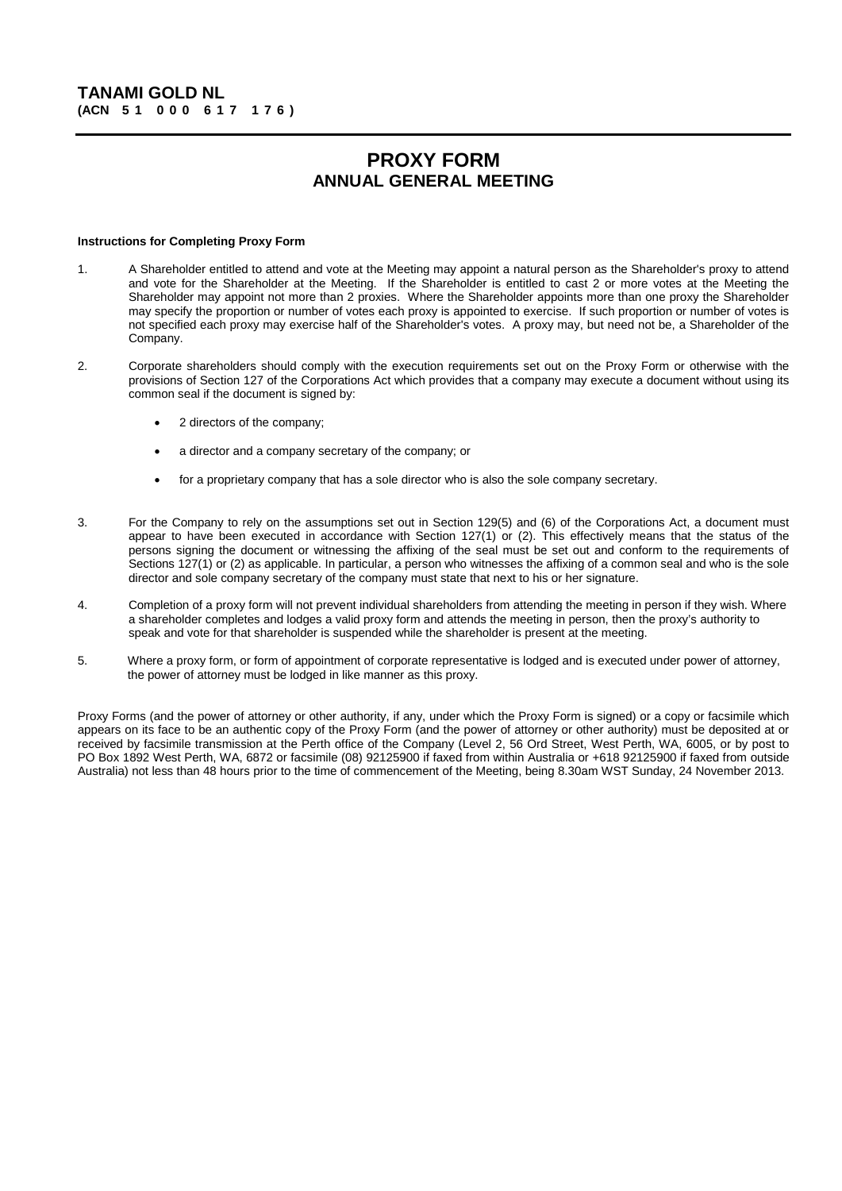**TANAMI GOLD NL**
**(ACN 51 000 617 176)**

# PROXY FORM
## ANNUAL GENERAL MEETING

**Instructions for Completing Proxy Form**

1. A Shareholder entitled to attend and vote at the Meeting may appoint a natural person as the Shareholder's proxy to attend and vote for the Shareholder at the Meeting. If the Shareholder is entitled to cast 2 or more votes at the Meeting the Shareholder may appoint not more than 2 proxies. Where the Shareholder appoints more than one proxy the Shareholder may specify the proportion or number of votes each proxy is appointed to exercise. If such proportion or number of votes is not specified each proxy may exercise half of the Shareholder's votes. A proxy may, but need not be, a Shareholder of the Company.

2. Corporate shareholders should comply with the execution requirements set out on the Proxy Form or otherwise with the provisions of Section 127 of the Corporations Act which provides that a company may execute a document without using its common seal if the document is signed by:

   - 2 directors of the company;
   - a director and a company secretary of the company; or
   - for a proprietary company that has a sole director who is also the sole company secretary.

3. For the Company to rely on the assumptions set out in Section 129(5) and (6) of the Corporations Act, a document must appear to have been executed in accordance with Section 127(1) or (2). This effectively means that the status of the persons signing the document or witnessing the affixing of the seal must be set out and conform to the requirements of Sections 127(1) or (2) as applicable. In particular, a person who witnesses the affixing of a common seal and who is the sole director and sole company secretary of the company must state that next to his or her signature.

4. Completion of a proxy form will not prevent individual shareholders from attending the meeting in person if they wish. Where a shareholder completes and lodges a valid proxy form and attends the meeting in person, then the proxy's authority to speak and vote for that shareholder is suspended while the shareholder is present at the meeting.

5. Where a proxy form, or form of appointment of corporate representative is lodged and is executed under power of attorney, the power of attorney must be lodged in like manner as this proxy.

Proxy Forms (and the power of attorney or other authority, if any, under which the Proxy Form is signed) or a copy or facsimile which appears on its face to be an authentic copy of the Proxy Form (and the power of attorney or other authority) must be deposited at or received by facsimile transmission at the Perth office of the Company (Level 2, 56 Ord Street, West Perth, WA, 6005, or by post to PO Box 1892 West Perth, WA, 6872 or facsimile (08) 92125900 if faxed from within Australia or +618 92125900 if faxed from outside Australia) not less than 48 hours prior to the time of commencement of the Meeting, being 8.30am WST Sunday, 24 November 2013.